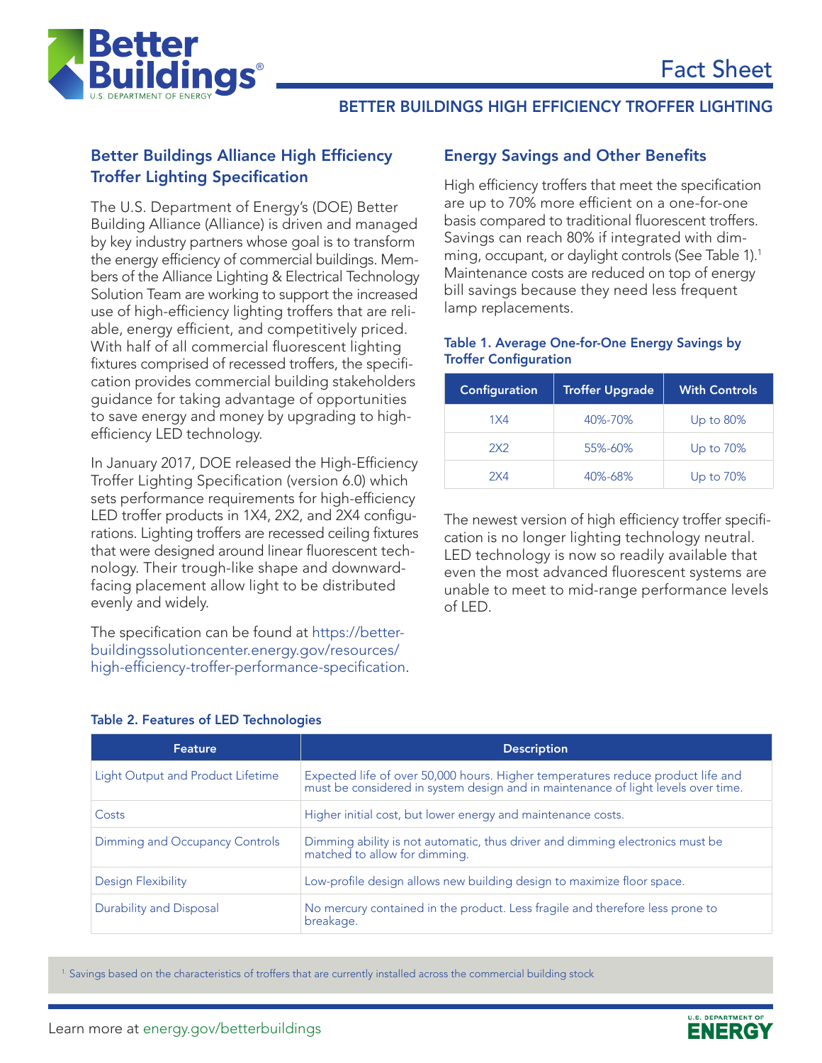# Fact Sheet

## BETTER BUILDINGS HIGH EFFICIENCY TROFFER LIGHTING

### Better Buildings Alliance High Efficiency Troffer Lighting Specification

The U.S. Department of Energy's (DOE) Better Building Alliance (Alliance) is driven and managed by key industry partners whose goal is to transform the energy efficiency of commercial buildings. Members of the Alliance Lighting & Electrical Technology Solution Team are working to support the increased use of high-efficiency lighting troffers that are reliable, energy efficient, and competitively priced. With half of all commercial fluorescent lighting fixtures comprised of recessed troffers, the specification provides commercial building stakeholders guidance for taking advantage of opportunities to save energy and money by upgrading to high-efficiency LED technology.

In January 2017, DOE released the High-Efficiency Troffer Lighting Specification (version 6.0) which sets performance requirements for high-efficiency LED troffer products in 1X4, 2X2, and 2X4 configurations. Lighting troffers are recessed ceiling fixtures that were designed around linear fluorescent technology. Their trough-like shape and downward-facing placement allow light to be distributed evenly and widely.

The specification can be found at https://betterbuildingssolutioncenter.energy.gov/resources/high-efficiency-troffer-performance-specification.

### Energy Savings and Other Benefits

High efficiency troffers that meet the specification are up to 70% more efficient on a one-for-one basis compared to traditional fluorescent troffers. Savings can reach 80% if integrated with dimming, occupant, or daylight controls (See Table 1).[1] Maintenance costs are reduced on top of energy bill savings because they need less frequent lamp replacements.

**Table 1. Average One-for-One Energy Savings by Troffer Configuration**

| Configuration | Troffer Upgrade | With Controls |
|---|---|---|
| 1X4 | 40%-70% | Up to 80% |
| 2X2 | 55%-60% | Up to 70% |
| 2X4 | 40%-68% | Up to 70% |

The newest version of high efficiency troffer specification is no longer lighting technology neutral. LED technology is now so readily available that even the most advanced fluorescent systems are unable to meet to mid-range performance levels of LED.

**Table 2. Features of LED Technologies**

| Feature | Description |
|---|---|
| Light Output and Product Lifetime | Expected life of over 50,000 hours. Higher temperatures reduce product life and must be considered in system design and in maintenance of light levels over time. |
| Costs | Higher initial cost, but lower energy and maintenance costs. |
| Dimming and Occupancy Controls | Dimming ability is not automatic, thus driver and dimming electronics must be matched to allow for dimming. |
| Design Flexibility | Low-profile design allows new building design to maximize floor space. |
| Durability and Disposal | No mercury contained in the product. Less fragile and therefore less prone to breakage. |

[1] Savings based on the characteristics of troffers that are currently installed across the commercial building stock

Learn more at energy.gov/betterbuildings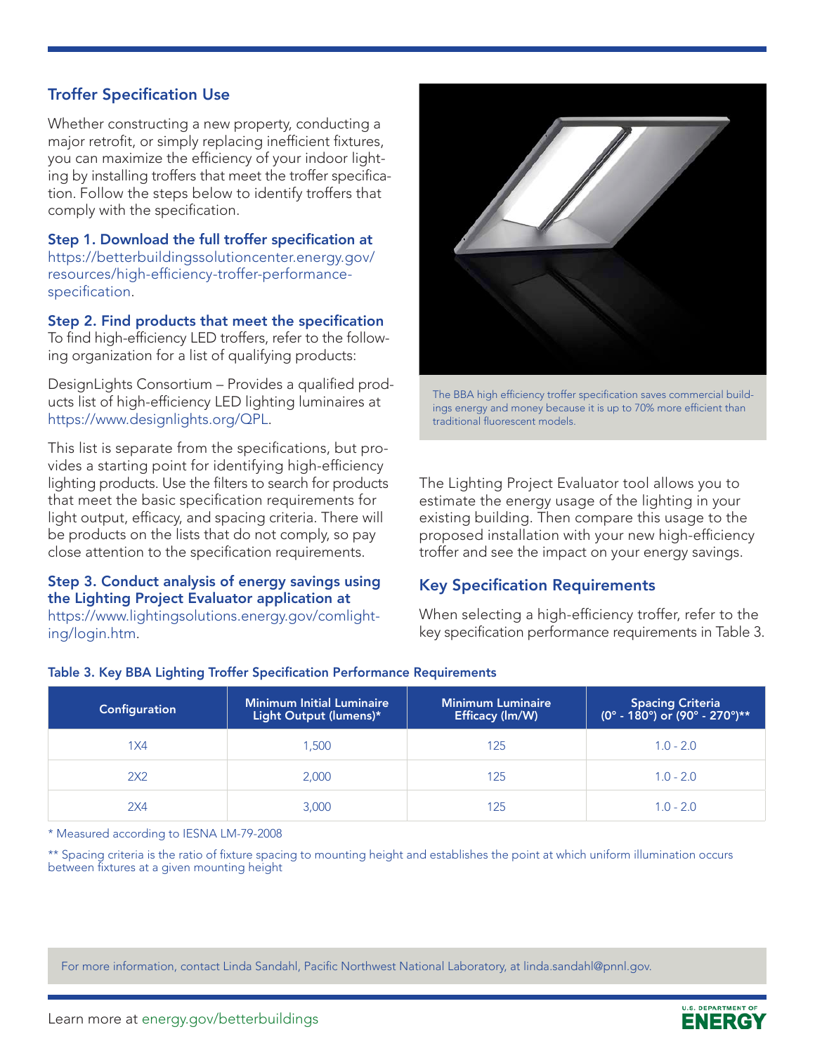## Troffer Specification Use

Whether constructing a new property, conducting a major retrofit, or simply replacing inefficient fixtures, you can maximize the efficiency of your indoor lighting by installing troffers that meet the troffer specification. Follow the steps below to identify troffers that comply with the specification.

**Step 1. Download the full troffer specification at** https://betterbuildingssolutioncenter.energy.gov/resources/high-efficiency-troffer-performance-specification.

**Step 2. Find products that meet the specification**
To find high-efficiency LED troffers, refer to the following organization for a list of qualifying products:

DesignLights Consortium – Provides a qualified products list of high-efficiency LED lighting luminaires at https://www.designlights.org/QPL.

This list is separate from the specifications, but provides a starting point for identifying high-efficiency lighting products. Use the filters to search for products that meet the basic specification requirements for light output, efficacy, and spacing criteria. There will be products on the lists that do not comply, so pay close attention to the specification requirements.

**Step 3. Conduct analysis of energy savings using the Lighting Project Evaluator application at** https://www.lightingsolutions.energy.gov/comlighting/login.htm.

The BBA high efficiency troffer specification saves commercial buildings energy and money because it is up to 70% more efficient than traditional fluorescent models.

The Lighting Project Evaluator tool allows you to estimate the energy usage of the lighting in your existing building. Then compare this usage to the proposed installation with your new high-efficiency troffer and see the impact on your energy savings.

## Key Specification Requirements

When selecting a high-efficiency troffer, refer to the key specification performance requirements in Table 3.

**Table 3. Key BBA Lighting Troffer Specification Performance Requirements**

| Configuration | Minimum Initial Luminaire Light Output (lumens)* | Minimum Luminaire Efficacy (lm/W) | Spacing Criteria (0° - 180°) or (90° - 270°)** |
|---|---|---|---|
| 1X4 | 1,500 | 125 | 1.0 - 2.0 |
| 2X2 | 2,000 | 125 | 1.0 - 2.0 |
| 2X4 | 3,000 | 125 | 1.0 - 2.0 |

\* Measured according to IESNA LM-79-2008

\*\* Spacing criteria is the ratio of fixture spacing to mounting height and establishes the point at which uniform illumination occurs between fixtures at a given mounting height

For more information, contact Linda Sandahl, Pacific Northwest National Laboratory, at linda.sandahl@pnnl.gov.

Learn more at energy.gov/betterbuildings